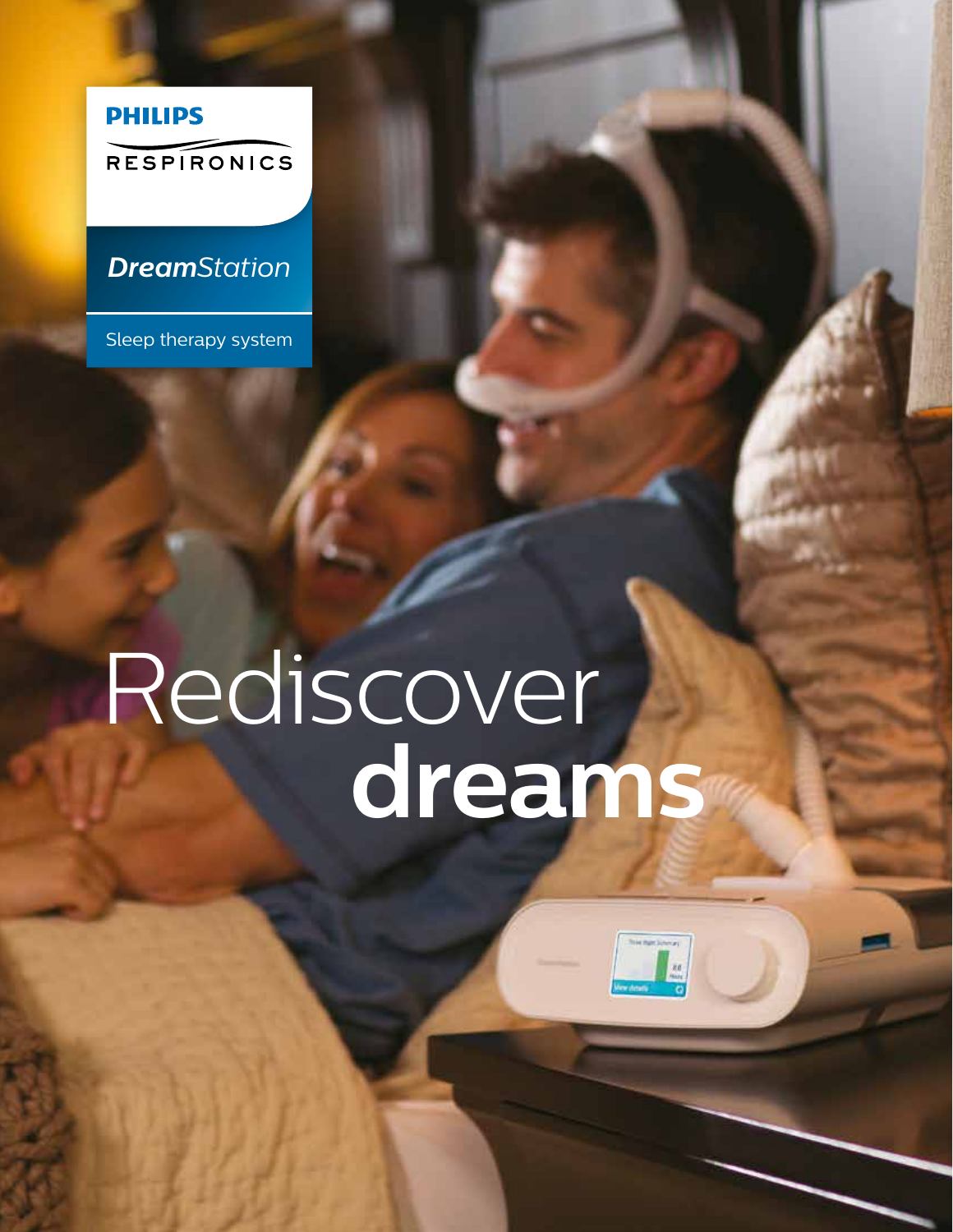PHILIPS

RESPIRONICS

*DreamStation*

Sleep therapy system

# Rediscover **dreams**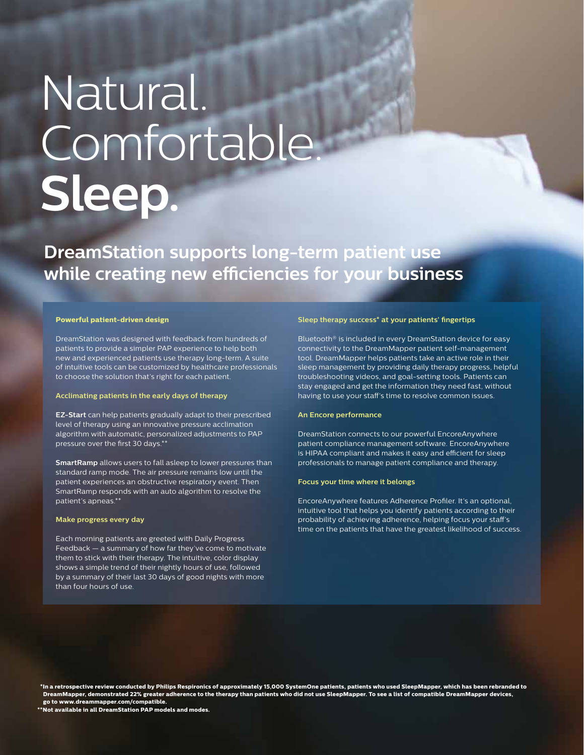# Natural. Comfortable. **Sleep.**

## DreamStation supports long-term patient use while creating new efficiencies for your business

### Powerful patient-driven design

DreamStation was designed with feedback from hundreds of patients to provide a simpler PAP experience to help both new and experienced patients use therapy long-term. A suite of intuitive tools can be customized by healthcare professionals to choose the solution that's right for each patient.

### Acclimating patients in the early days of therapy

**EZ-Start** can help patients gradually adapt to their prescribed level of therapy using an innovative pressure acclimation algorithm with automatic, personalized adjustments to PAP pressure over the first 30 days.**

**SmartRamp** allows users to fall asleep to lower pressures than standard ramp mode. The air pressure remains low until the patient experiences an obstructive respiratory event. Then SmartRamp responds with an auto algorithm to resolve the patient's apneas.**

### Make progress every day

Each morning patients are greeted with Daily Progress Feedback — a summary of how far they've come to motivate them to stick with their therapy. The intuitive, color display shows a simple trend of their nightly hours of use, followed by a summary of their last 30 days of good nights with more than four hours of use.

### Sleep therapy success* at your patients' fingertips

Bluetooth® is included in every DreamStation device for easy connectivity to the DreamMapper patient self-management tool. DreamMapper helps patients take an active role in their sleep management by providing daily therapy progress, helpful troubleshooting videos, and goal-setting tools. Patients can stay engaged and get the information they need fast, without having to use your staff's time to resolve common issues.

### An Encore performance

DreamStation connects to our powerful EncoreAnywhere patient compliance management software. EncoreAnywhere is HIPAA compliant and makes it easy and efficient for sleep professionals to manage patient compliance and therapy.

### Focus your time where it belongs

EncoreAnywhere features Adherence Profiler. It's an optional, intuitive tool that helps you identify patients according to their probability of achieving adherence, helping focus your staff's time on the patients that have the greatest likelihood of success.

**\*In a retrospective review conducted by Philips Respironics of approximately 15,000 SystemOne patients, patients who used SleepMapper, which has been rebranded to DreamMapper, demonstrated 22% greater adherence to the therapy than patients who did not use SleepMapper. To see a list of compatible DreamMapper devices, go to www.dreammapper.com/compatible.**

**\*\*Not available in all DreamStation PAP models and modes.**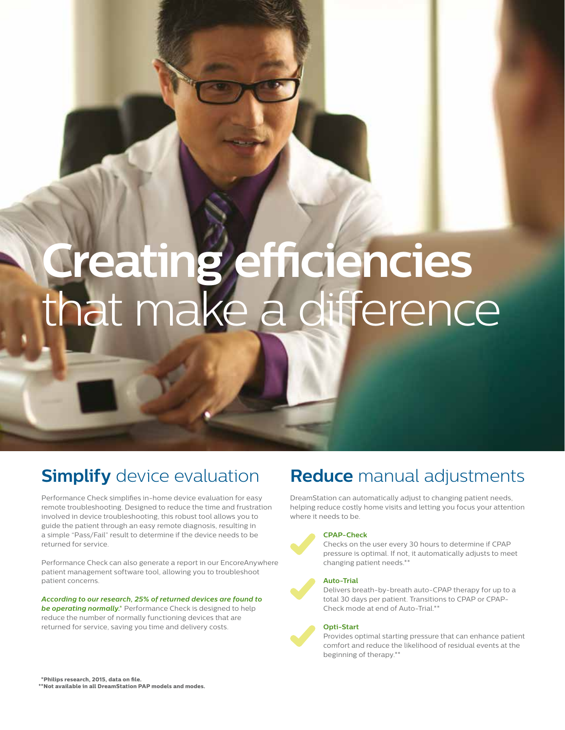# **Creating efficiencies** that make a difference

## **Simplify** device evaluation

Performance Check simplifies in-home device evaluation for easy remote troubleshooting. Designed to reduce the time and frustration involved in device troubleshooting, this robust tool allows you to guide the patient through an easy remote diagnosis, resulting in a simple "Pass/Fail" result to determine if the device needs to be returned for service.

Performance Check can also generate a report in our EncoreAnywhere patient management software tool, allowing you to troubleshoot patient concerns.

***According to our research, 25% of returned devices are found to be operating normally.**** Performance Check is designed to help reduce the number of normally functioning devices that are returned for service, saving you time and delivery costs.

## **Reduce** manual adjustments

DreamStation can automatically adjust to changing patient needs, helping reduce costly home visits and letting you focus your attention where it needs to be.

**CPAP-Check**
Checks on the user every 30 hours to determine if CPAP pressure is optimal. If not, it automatically adjusts to meet changing patient needs.**

**Auto-Trial**
Delivers breath-by-breath auto-CPAP therapy for up to a total 30 days per patient. Transitions to CPAP or CPAP-Check mode at end of Auto-Trial.**

**Opti-Start**
Provides optimal starting pressure that can enhance patient comfort and reduce the likelihood of residual events at the beginning of therapy.**

**\*Philips research, 2015, data on file.**
**\*\*Not available in all DreamStation PAP models and modes.**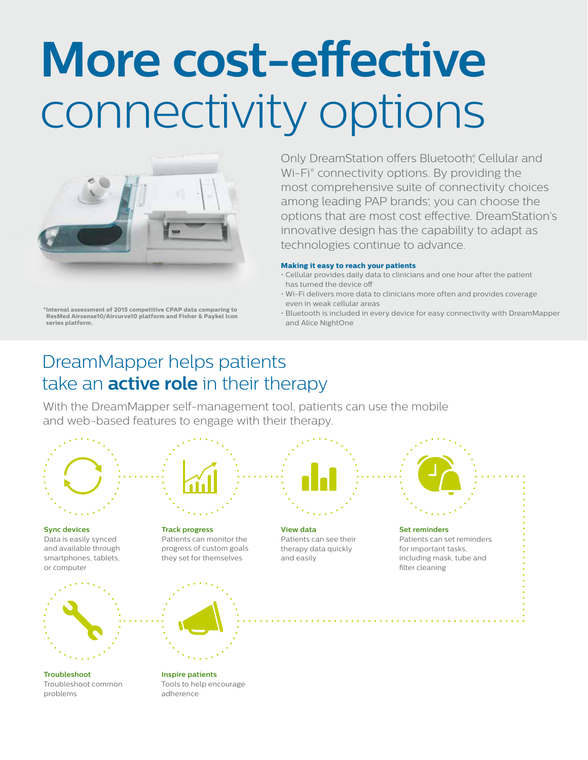# More cost-effective connectivity options

Only DreamStation offers Bluetooth®, Cellular and Wi-Fi® connectivity options. By providing the most comprehensive suite of connectivity choices among leading PAP brands*, you can choose the options that are most cost effective. DreamStation's innovative design has the capability to adapt as technologies continue to advance.

**Making it easy to reach your patients**

- Cellular provides daily data to clinicians and one hour after the patient has turned the device off
- Wi-Fi delivers more data to clinicians more often and provides coverage even in weak cellular areas
- Bluetooth is included in every device for easy connectivity with DreamMapper and Alice NightOne

**\*Internal assessment of 2015 competitive CPAP data comparing to ResMed Airsense10/Aircurve10 platform and Fisher & Paykel Icon series platform.**

## DreamMapper helps patients take an **active role** in their therapy

With the DreamMapper self-management tool, patients can use the mobile and web-based features to engage with their therapy.

**Sync devices**
Data is easily synced and available through smartphones, tablets, or computer

**Track progress**
Patients can monitor the progress of custom goals they set for themselves

**View data**
Patients can see their therapy data quickly and easily

**Set reminders**
Patients can set reminders for important tasks, including mask, tube and filter cleaning

**Troubleshoot**
Troubleshoot common problems

**Inspire patients**
Tools to help encourage adherence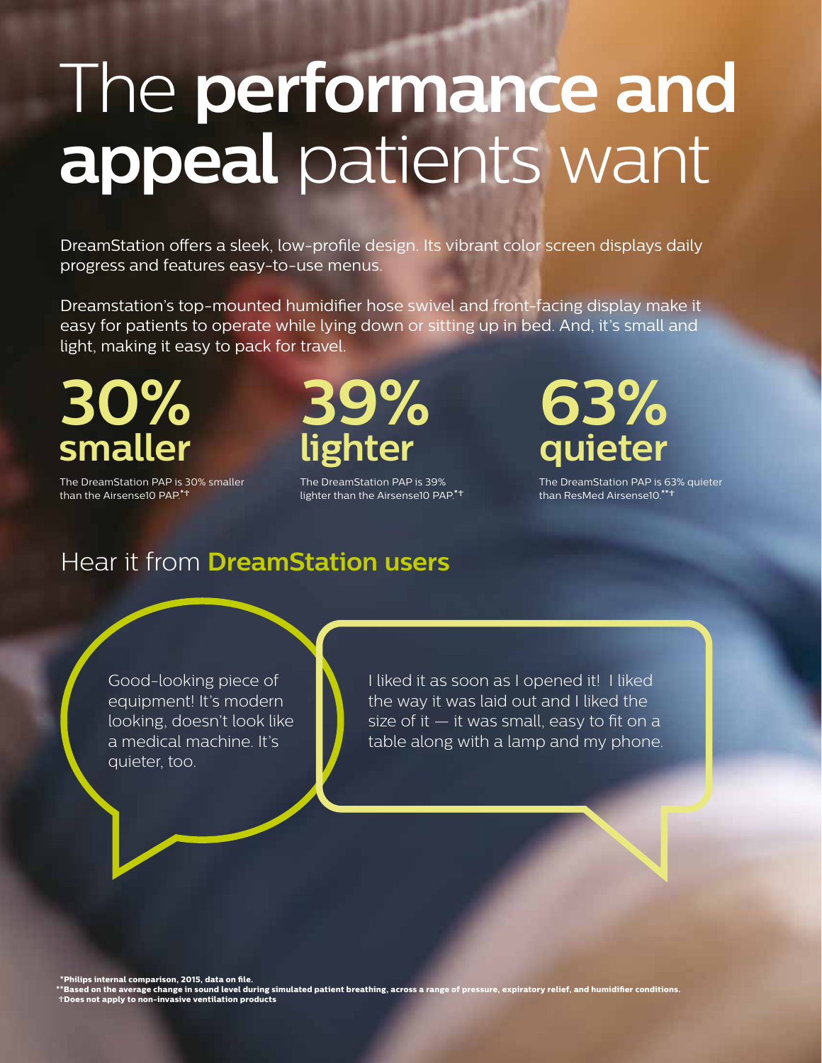# The **performance and appeal** patients want

DreamStation offers a sleek, low-profile design. Its vibrant color screen displays daily progress and features easy-to-use menus.

Dreamstation's top-mounted humidifier hose swivel and front-facing display make it easy for patients to operate while lying down or sitting up in bed. And, it's small and light, making it easy to pack for travel.

**30% smaller**

The DreamStation PAP is 30% smaller than the Airsense10 PAP.*†

**39% lighter**

The DreamStation PAP is 39% lighter than the Airsense10 PAP.*†

**63% quieter**

The DreamStation PAP is 63% quieter than ResMed Airsense10.**†

## Hear it from **DreamStation users**

Good-looking piece of equipment! It's modern looking, doesn't look like a medical machine. It's quieter, too.

I liked it as soon as I opened it! I liked the way it was laid out and I liked the size of it — it was small, easy to fit on a table along with a lamp and my phone.

**\*Philips internal comparison, 2015, data on file.**
**\*\*Based on the average change in sound level during simulated patient breathing, across a range of pressure, expiratory relief, and humidifier conditions.**
**†Does not apply to non-invasive ventilation products**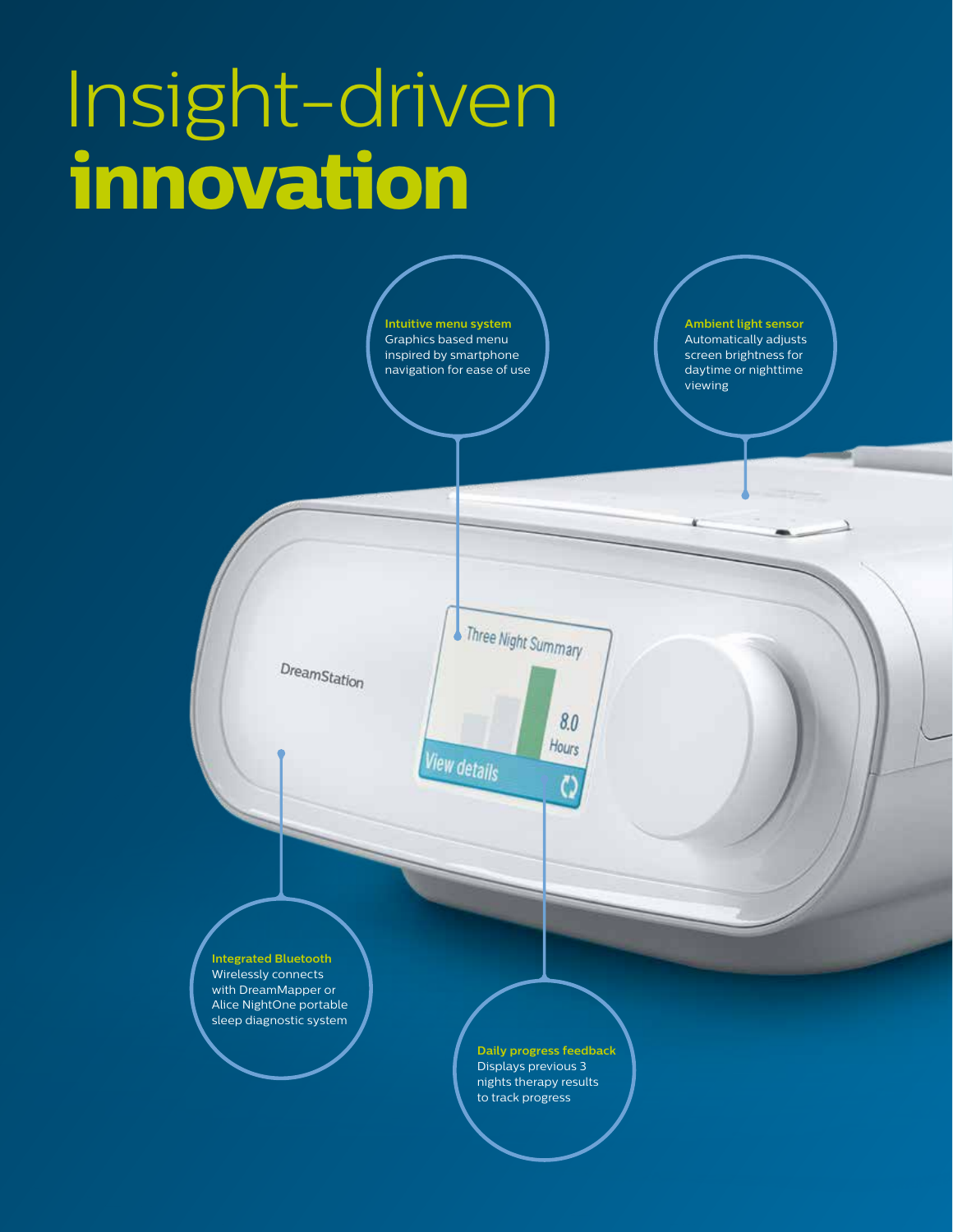# Insight-driven **innovation**

**Intuitive menu system**
Graphics based menu inspired by smartphone navigation for ease of use

**Ambient light sensor**
Automatically adjusts screen brightness for daytime or nighttime viewing

**Integrated Bluetooth**
Wirelessly connects with DreamMapper or Alice NightOne portable sleep diagnostic system

**Daily progress feedback**
Displays previous 3 nights therapy results to track progress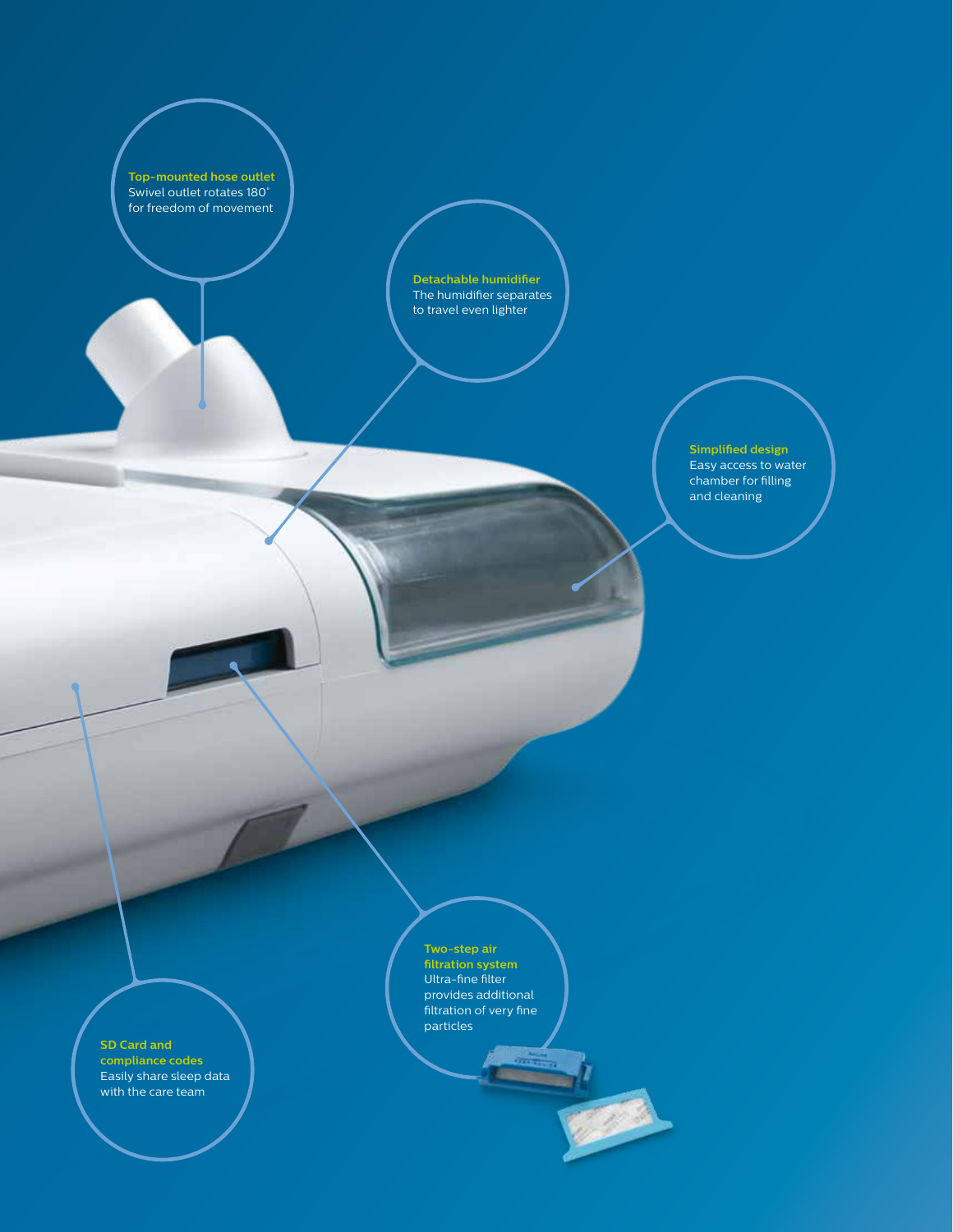**Top-mounted hose outlet**
Swivel outlet rotates 180°
for freedom of movement

**Detachable humidifier**
The humidifier separates
to travel even lighter

**Simplified design**
Easy access to water
chamber for filling
and cleaning

**Two-step air filtration system**
Ultra-fine filter
provides additional
filtration of very fine
particles

**SD Card and compliance codes**
Easily share sleep data
with the care team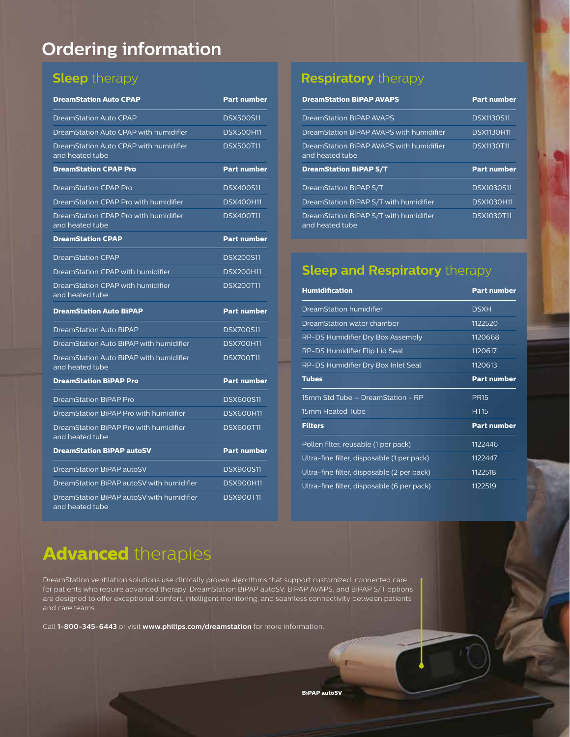# Ordering information

## Sleep therapy

| DreamStation Auto CPAP | Part number |
|---|---|
| DreamStation Auto CPAP | DSX500S11 |
| DreamStation Auto CPAP with humidifier | DSX500H11 |
| DreamStation Auto CPAP with humidifier and heated tube | DSX500T11 |
| **DreamStation CPAP Pro** | **Part number** |
| DreamStation CPAP Pro | DSX400S11 |
| DreamStation CPAP Pro with humidifier | DSX400H11 |
| DreamStation CPAP Pro with humidifier and heated tube | DSX400T11 |
| **DreamStation CPAP** | **Part number** |
| DreamStation CPAP | DSX200S11 |
| DreamStation CPAP with humidifier | DSX200H11 |
| DreamStation CPAP with humidifier and heated tube | DSX200T11 |
| **DreamStation Auto BiPAP** | **Part number** |
| DreamStation Auto BiPAP | DSX700S11 |
| DreamStation Auto BiPAP with humidifier | DSX700H11 |
| DreamStation Auto BiPAP with humidifier and heated tube | DSX700T11 |
| **DreamStation BiPAP Pro** | **Part number** |
| DreamStation BiPAP Pro | DSX600S11 |
| DreamStation BiPAP Pro with humidifier | DSX600H11 |
| DreamStation BiPAP Pro with humidifier and heated tube | DSX600T11 |
| **DreamStation BiPAP autoSV** | **Part number** |
| DreamStation BiPAP autoSV | DSX900S11 |
| DreamStation BiPAP autoSV with humidifier | DSX900H11 |
| DreamStation BiPAP autoSV with humidifier and heated tube | DSX900T11 |

## Respiratory therapy

| DreamStation BiPAP AVAPS | Part number |
|---|---|
| DreamStation BiPAP AVAPS | DSX1130S11 |
| DreamStation BiPAP AVAPS with humidifier | DSX1130H11 |
| DreamStation BiPAP AVAPS with humidifier and heated tube | DSX1130T11 |
| **DreamStation BiPAP S/T** | **Part number** |
| DreamStation BiPAP S/T | DSX1030S11 |
| DreamStation BiPAP S/T with humidifier | DSX1030H11 |
| DreamStation BiPAP S/T with humidifier and heated tube | DSX1030T11 |

## Sleep and Respiratory therapy

| Humidification | Part number |
|---|---|
| DreamStation humidifier | DSXH |
| DreamStation water chamber | 1122520 |
| RP-DS Humidifier Dry Box Assembly | 1120668 |
| RP-DS Humidifier Flip Lid Seal | 1120617 |
| RP-DS Humidifier Dry Box Inlet Seal | 1120613 |
| **Tubes** | **Part number** |
| 15mm Std Tube – DreamStation - RP | PR15 |
| 15mm Heated Tube | HT15 |
| **Filters** | **Part number** |
| Pollen filter, reusable (1 per pack) | 1122446 |
| Ultra-fine filter, disposable (1 per pack) | 1122447 |
| Ultra-fine filter, disposable (2 per pack) | 1122518 |
| Ultra-fine filter, disposable (6 per pack) | 1122519 |

# Advanced therapies

DreamStation ventilation solutions use clinically proven algorithms that support customized, connected care for patients who require advanced therapy. DreamStation BiPAP autoSV, BiPAP AVAPS, and BiPAP S/T options are designed to offer exceptional comfort, intelligent monitoring, and seamless connectivity between patients and care teams.

Call **1-800-345-6443** or visit **www.philips.com/dreamstation** for more information.

**BiPAP autoSV**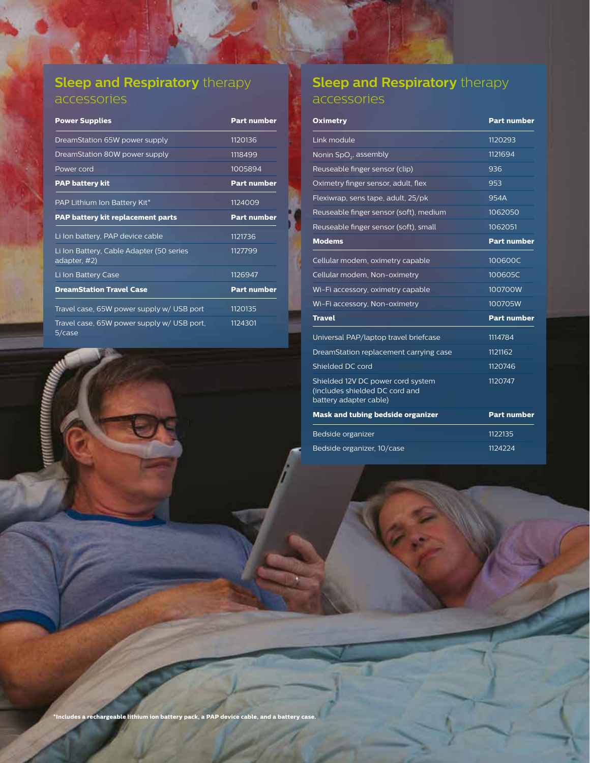## **Sleep and Respiratory** therapy accessories

| **Power Supplies** | **Part number** |
| --- | --- |
| DreamStation 65W power supply | 1120136 |
| DreamStation 80W power supply | 1118499 |
| Power cord | 1005894 |
| **PAP battery kit** | **Part number** |
| PAP Lithium Ion Battery Kit* | 1124009 |
| **PAP battery kit replacement parts** | **Part number** |
| Li Ion battery, PAP device cable | 1121736 |
| Li Ion Battery, Cable Adapter (50 series adapter, #2) | 1127799 |
| Li Ion Battery Case | 1126947 |
| **DreamStation Travel Case** | **Part number** |
| Travel case, 65W power supply w/ USB port | 1120135 |
| Travel case, 65W power supply w/ USB port, 5/case | 1124301 |

## **Sleep and Respiratory** therapy accessories

| **Oximetry** | **Part number** |
| --- | --- |
| Link module | 1120293 |
| Nonin $SpO_2$ assembly | 1121694 |
| Reuseable finger sensor (clip) | 936 |
| Oximetry finger sensor, adult, flex | 953 |
| Flexiwrap, sens tape, adult, 25/pk | 954A |
| Reuseable finger sensor (soft), medium | 1062050 |
| Reuseable finger sensor (soft), small | 1062051 |
| **Modems** | **Part number** |
| Cellular modem, oximetry capable | 100600C |
| Cellular modem, Non-oximetry | 100605C |
| Wi-Fi accessory, oximetry capable | 100700W |
| Wi-Fi accessory, Non-oximetry | 100705W |
| **Travel** | **Part number** |
| Universal PAP/laptop travel briefcase | 1114784 |
| DreamStation replacement carrying case | 1121162 |
| Shielded DC cord | 1120746 |
| Shielded 12V DC power cord system (includes shielded DC cord and battery adapter cable) | 1120747 |
| **Mask and tubing bedside organizer** | **Part number** |
| Bedside organizer | 1122135 |
| Bedside organizer, 10/case | 1124224 |

**\*Includes a rechargeable lithium ion battery pack, a PAP device cable, and a battery case.**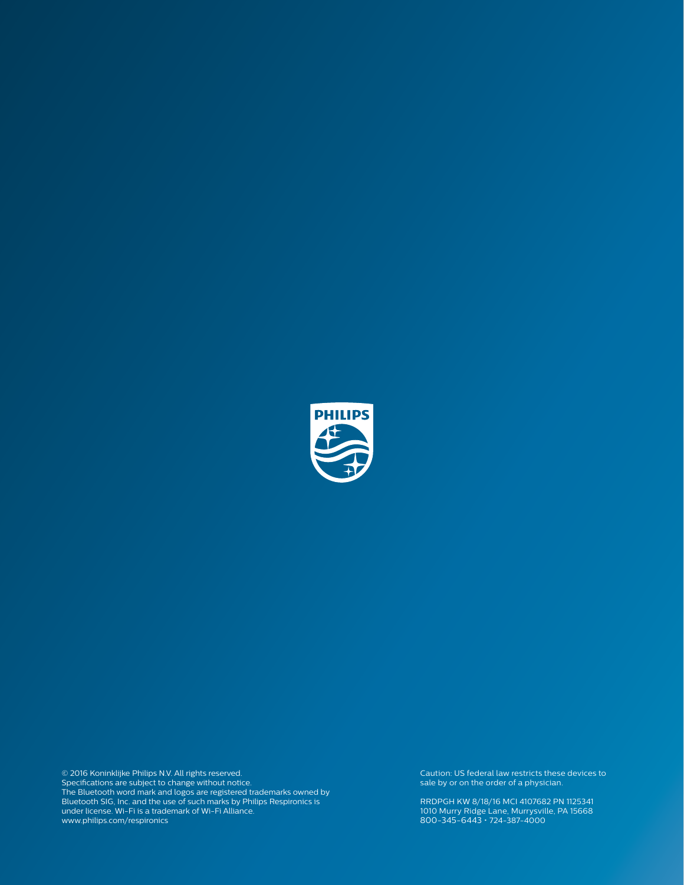PHILIPS

© 2016 Koninklijke Philips N.V. All rights reserved.
Specifications are subject to change without notice.
The Bluetooth word mark and logos are registered trademarks owned by Bluetooth SIG, Inc. and the use of such marks by Philips Respironics is under license. Wi-Fi is a trademark of Wi-Fi Alliance.
www.philips.com/respironics

Caution: US federal law restricts these devices to sale by or on the order of a physician.

RRDPGH KW 8/18/16 MCI 4107682 PN 1125341
1010 Murry Ridge Lane, Murrysville, PA 15668
800-345-6443 • 724-387-4000